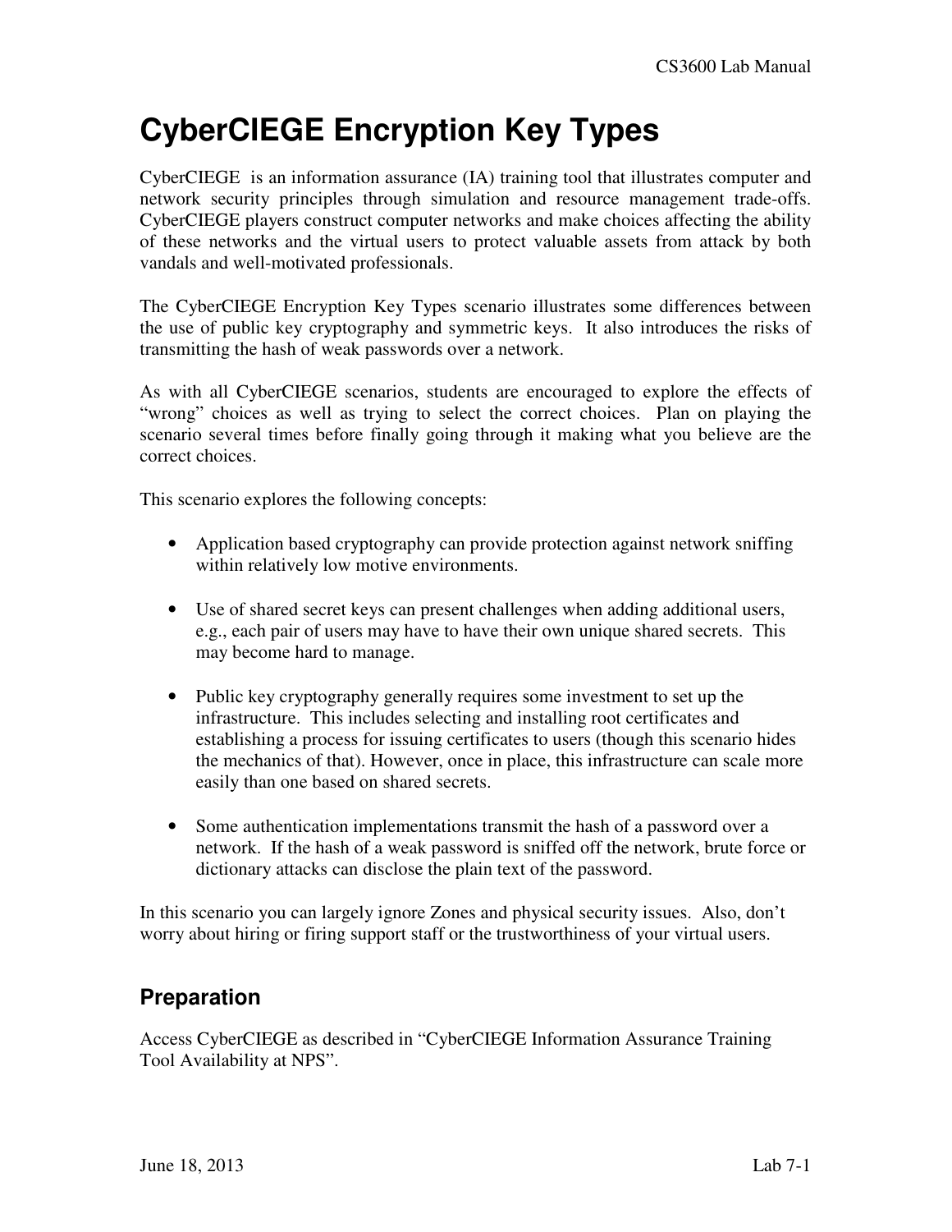# CyberCIEGE Encryption Key Types

CyberCIEGE is an information assurance (IA) training tool that illustrates computer and network security principles through simulation and resource management trade-offs. CyberCIEGE players construct computer networks and make choices affecting the ability of these networks and the virtual users to protect valuable assets from attack by both vandals and well-motivated professionals.

The CyberCIEGE Encryption Key Types scenario illustrates some differences between the use of public key cryptography and symmetric keys. It also introduces the risks of transmitting the hash of weak passwords over a network.

As with all CyberCIEGE scenarios, students are encouraged to explore the effects of "wrong" choices as well as trying to select the correct choices. Plan on playing the scenario several times before finally going through it making what you believe are the correct choices.

This scenario explores the following concepts:

- Application based cryptography can provide protection against network sniffing within relatively low motive environments.
- Use of shared secret keys can present challenges when adding additional users, e.g., each pair of users may have to have their own unique shared secrets. This may become hard to manage.
- Public key cryptography generally requires some investment to set up the infrastructure. This includes selecting and installing root certificates and establishing a process for issuing certificates to users (though this scenario hides the mechanics of that). However, once in place, this infrastructure can scale more easily than one based on shared secrets.
- Some authentication implementations transmit the hash of a password over a network. If the hash of a weak password is sniffed off the network, brute force or dictionary attacks can disclose the plain text of the password.

In this scenario you can largely ignore Zones and physical security issues. Also, don't worry about hiring or firing support staff or the trustworthiness of your virtual users.

## Preparation

Access CyberCIEGE as described in "CyberCIEGE Information Assurance Training Tool Availability at NPS".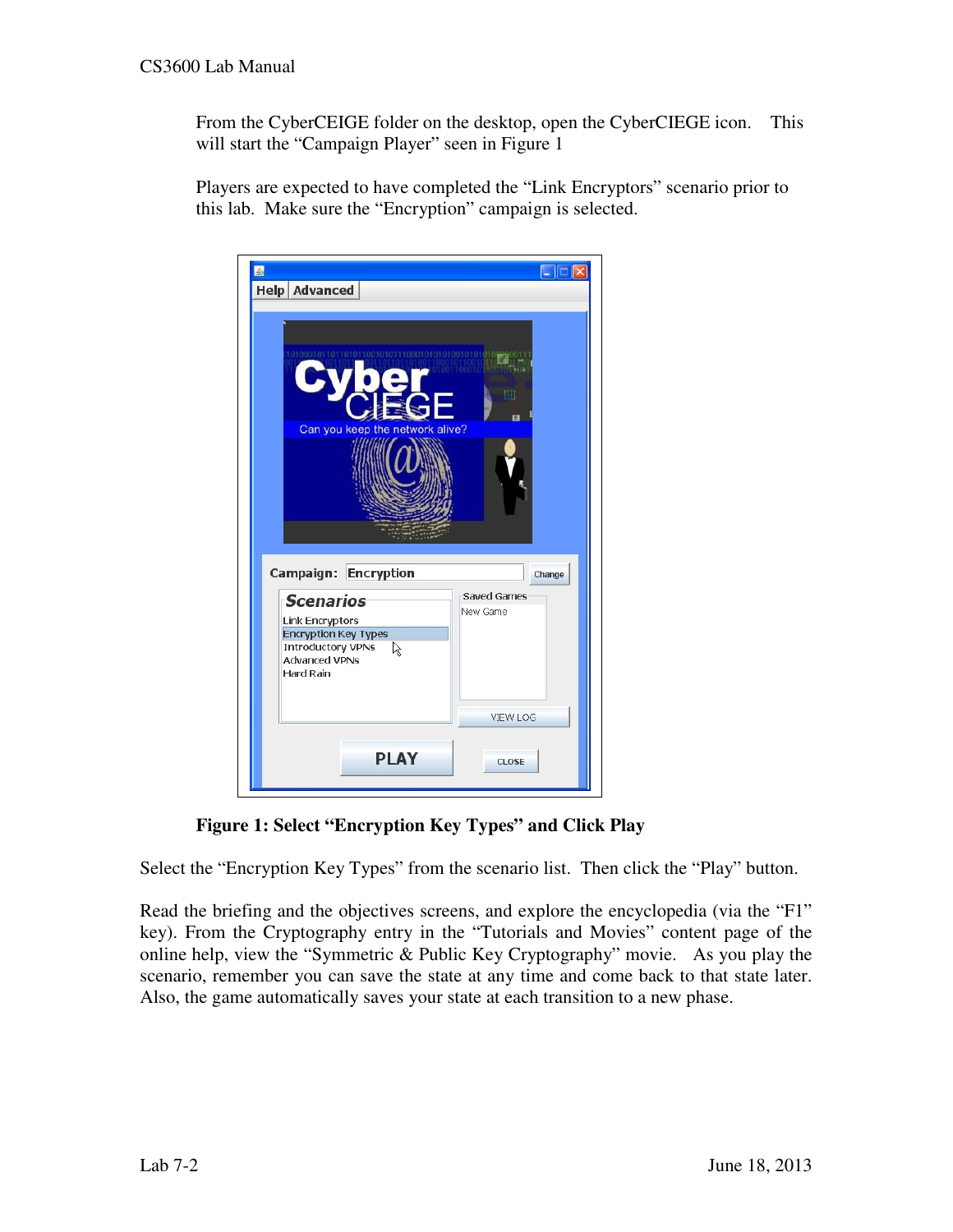From the CyberCEIGE folder on the desktop, open the CyberCIEGE icon. This will start the "Campaign Player" seen in Figure 1

Players are expected to have completed the "Link Encryptors" scenario prior to this lab. Make sure the "Encryption" campaign is selected.

**Figure 1: Select "Encryption Key Types" and Click Play**

Select the "Encryption Key Types" from the scenario list. Then click the "Play" button.

Read the briefing and the objectives screens, and explore the encyclopedia (via the "F1" key). From the Cryptography entry in the "Tutorials and Movies" content page of the online help, view the "Symmetric & Public Key Cryptography" movie. As you play the scenario, remember you can save the state at any time and come back to that state later. Also, the game automatically saves your state at each transition to a new phase.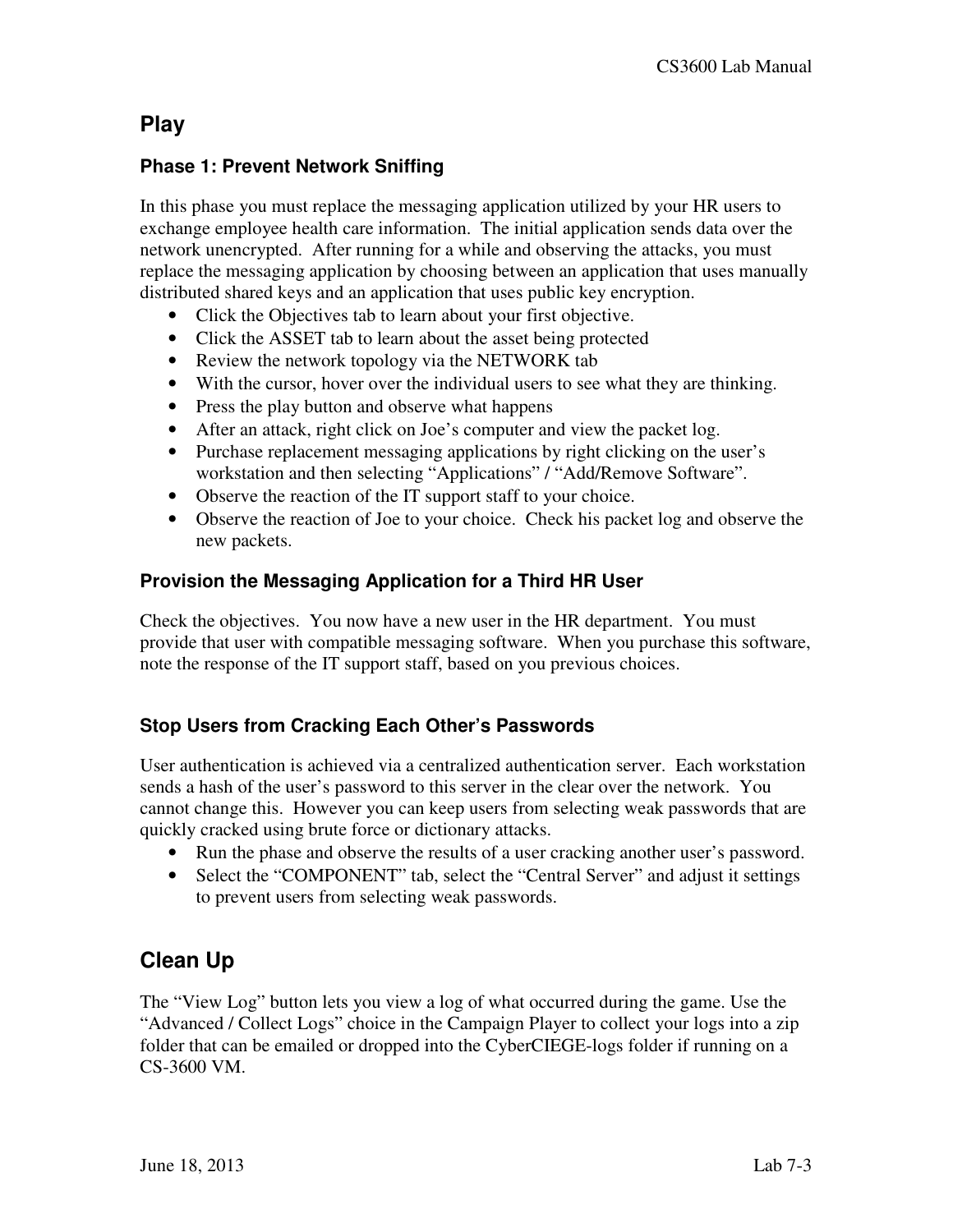## Play

### Phase 1: Prevent Network Sniffing

In this phase you must replace the messaging application utilized by your HR users to exchange employee health care information. The initial application sends data over the network unencrypted. After running for a while and observing the attacks, you must replace the messaging application by choosing between an application that uses manually distributed shared keys and an application that uses public key encryption.

- Click the Objectives tab to learn about your first objective.
- Click the ASSET tab to learn about the asset being protected
- Review the network topology via the NETWORK tab
- With the cursor, hover over the individual users to see what they are thinking.
- Press the play button and observe what happens
- After an attack, right click on Joe's computer and view the packet log.
- Purchase replacement messaging applications by right clicking on the user's workstation and then selecting "Applications" / "Add/Remove Software".
- Observe the reaction of the IT support staff to your choice.
- Observe the reaction of Joe to your choice. Check his packet log and observe the new packets.

### Provision the Messaging Application for a Third HR User

Check the objectives. You now have a new user in the HR department. You must provide that user with compatible messaging software. When you purchase this software, note the response of the IT support staff, based on you previous choices.

### Stop Users from Cracking Each Other's Passwords

User authentication is achieved via a centralized authentication server. Each workstation sends a hash of the user's password to this server in the clear over the network. You cannot change this. However you can keep users from selecting weak passwords that are quickly cracked using brute force or dictionary attacks.

- Run the phase and observe the results of a user cracking another user's password.
- Select the "COMPONENT" tab, select the "Central Server" and adjust it settings to prevent users from selecting weak passwords.

## Clean Up

The "View Log" button lets you view a log of what occurred during the game. Use the "Advanced / Collect Logs" choice in the Campaign Player to collect your logs into a zip folder that can be emailed or dropped into the CyberCIEGE-logs folder if running on a CS-3600 VM.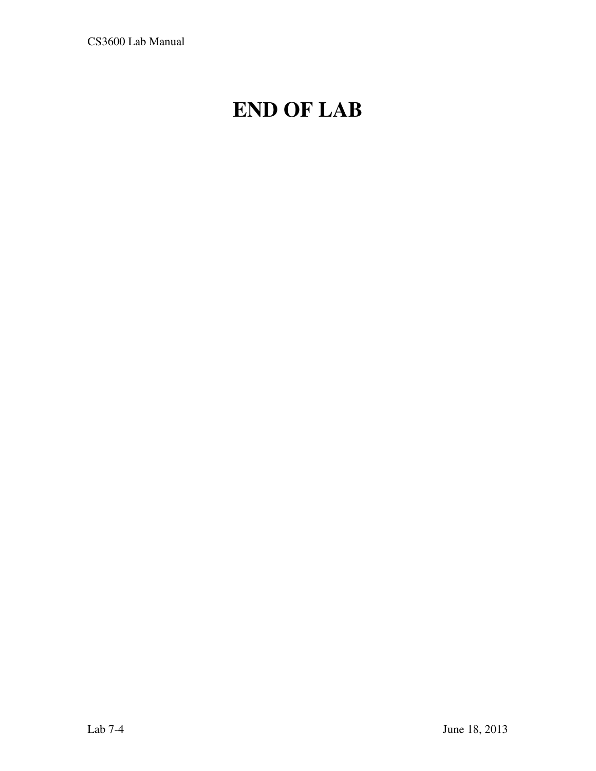# END OF LAB